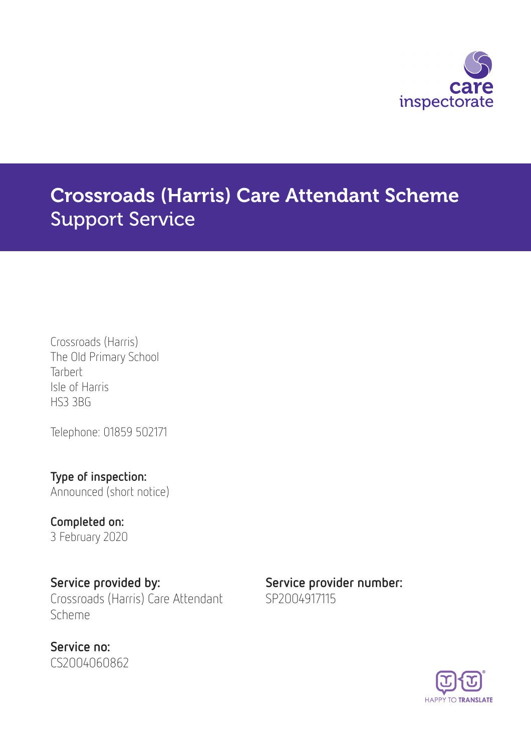# Crossroads (Harris) Care Attendant Scheme
## Support Service

Crossroads (Harris)
The Old Primary School
Tarbert
Isle of Harris
HS3 3BG

Telephone: 01859 502171

**Type of inspection:**
Announced (short notice)

**Completed on:**
3 February 2020

**Service provided by:**
Crossroads (Harris) Care Attendant Scheme

**Service provider number:**
SP2004917115

**Service no:**
CS2004060862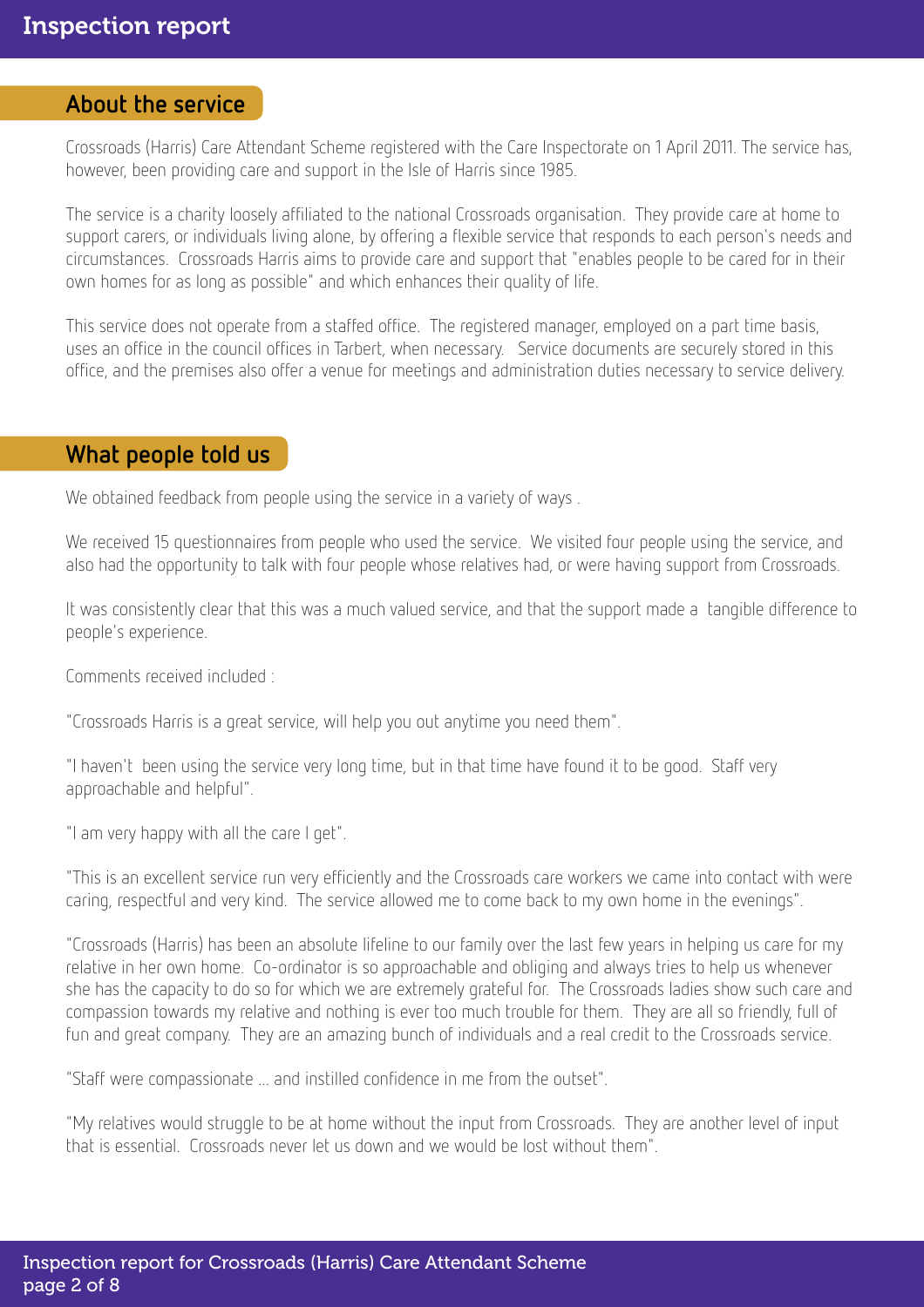## About the service

Crossroads (Harris) Care Attendant Scheme registered with the Care Inspectorate on 1 April 2011. The service has, however, been providing care and support in the Isle of Harris since 1985.

The service is a charity loosely affiliated to the national Crossroads organisation. They provide care at home to support carers, or individuals living alone, by offering a flexible service that responds to each person's needs and circumstances. Crossroads Harris aims to provide care and support that "enables people to be cared for in their own homes for as long as possible" and which enhances their quality of life.

This service does not operate from a staffed office. The registered manager, employed on a part time basis, uses an office in the council offices in Tarbert, when necessary. Service documents are securely stored in this office, and the premises also offer a venue for meetings and administration duties necessary to service delivery.

## What people told us

We obtained feedback from people using the service in a variety of ways .

We received 15 questionnaires from people who used the service. We visited four people using the service, and also had the opportunity to talk with four people whose relatives had, or were having support from Crossroads.

It was consistently clear that this was a much valued service, and that the support made a tangible difference to people's experience.

Comments received included :

"Crossroads Harris is a great service, will help you out anytime you need them".

"I haven't been using the service very long time, but in that time have found it to be good. Staff very approachable and helpful".

"I am very happy with all the care I get".

"This is an excellent service run very efficiently and the Crossroads care workers we came into contact with were caring, respectful and very kind. The service allowed me to come back to my own home in the evenings".

"Crossroads (Harris) has been an absolute lifeline to our family over the last few years in helping us care for my relative in her own home. Co-ordinator is so approachable and obliging and always tries to help us whenever she has the capacity to do so for which we are extremely grateful for. The Crossroads ladies show such care and compassion towards my relative and nothing is ever too much trouble for them. They are all so friendly, full of fun and great company. They are an amazing bunch of individuals and a real credit to the Crossroads service.

"Staff were compassionate ... and instilled confidence in me from the outset".

"My relatives would struggle to be at home without the input from Crossroads. They are another level of input that is essential. Crossroads never let us down and we would be lost without them".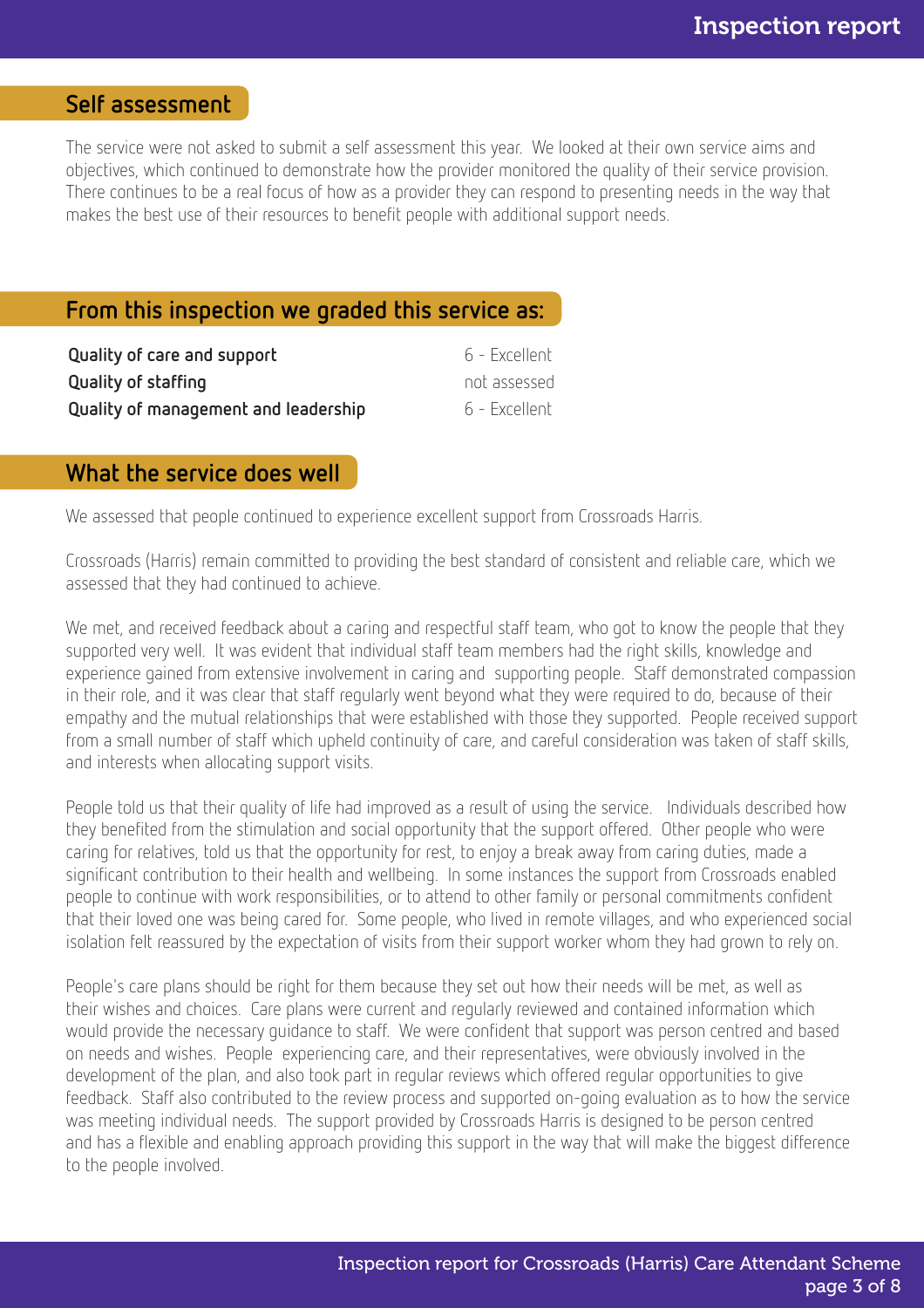## Self assessment

The service were not asked to submit a self assessment this year. We looked at their own service aims and objectives, which continued to demonstrate how the provider monitored the quality of their service provision. There continues to be a real focus of how as a provider they can respond to presenting needs in the way that makes the best use of their resources to benefit people with additional support needs.

## From this inspection we graded this service as:

| | |
|---|---|
| **Quality of care and support** | 6 - Excellent |
| **Quality of staffing** | not assessed |
| **Quality of management and leadership** | 6 - Excellent |

## What the service does well

We assessed that people continued to experience excellent support from Crossroads Harris.

Crossroads (Harris) remain committed to providing the best standard of consistent and reliable care, which we assessed that they had continued to achieve.

We met, and received feedback about a caring and respectful staff team, who got to know the people that they supported very well. It was evident that individual staff team members had the right skills, knowledge and experience gained from extensive involvement in caring and supporting people. Staff demonstrated compassion in their role, and it was clear that staff regularly went beyond what they were required to do, because of their empathy and the mutual relationships that were established with those they supported. People received support from a small number of staff which upheld continuity of care, and careful consideration was taken of staff skills, and interests when allocating support visits.

People told us that their quality of life had improved as a result of using the service. Individuals described how they benefited from the stimulation and social opportunity that the support offered. Other people who were caring for relatives, told us that the opportunity for rest, to enjoy a break away from caring duties, made a significant contribution to their health and wellbeing. In some instances the support from Crossroads enabled people to continue with work responsibilities, or to attend to other family or personal commitments confident that their loved one was being cared for. Some people, who lived in remote villages, and who experienced social isolation felt reassured by the expectation of visits from their support worker whom they had grown to rely on.

People's care plans should be right for them because they set out how their needs will be met, as well as their wishes and choices. Care plans were current and regularly reviewed and contained information which would provide the necessary guidance to staff. We were confident that support was person centred and based on needs and wishes. People experiencing care, and their representatives, were obviously involved in the development of the plan, and also took part in regular reviews which offered regular opportunities to give feedback. Staff also contributed to the review process and supported on-going evaluation as to how the service was meeting individual needs. The support provided by Crossroads Harris is designed to be person centred and has a flexible and enabling approach providing this support in the way that will make the biggest difference to the people involved.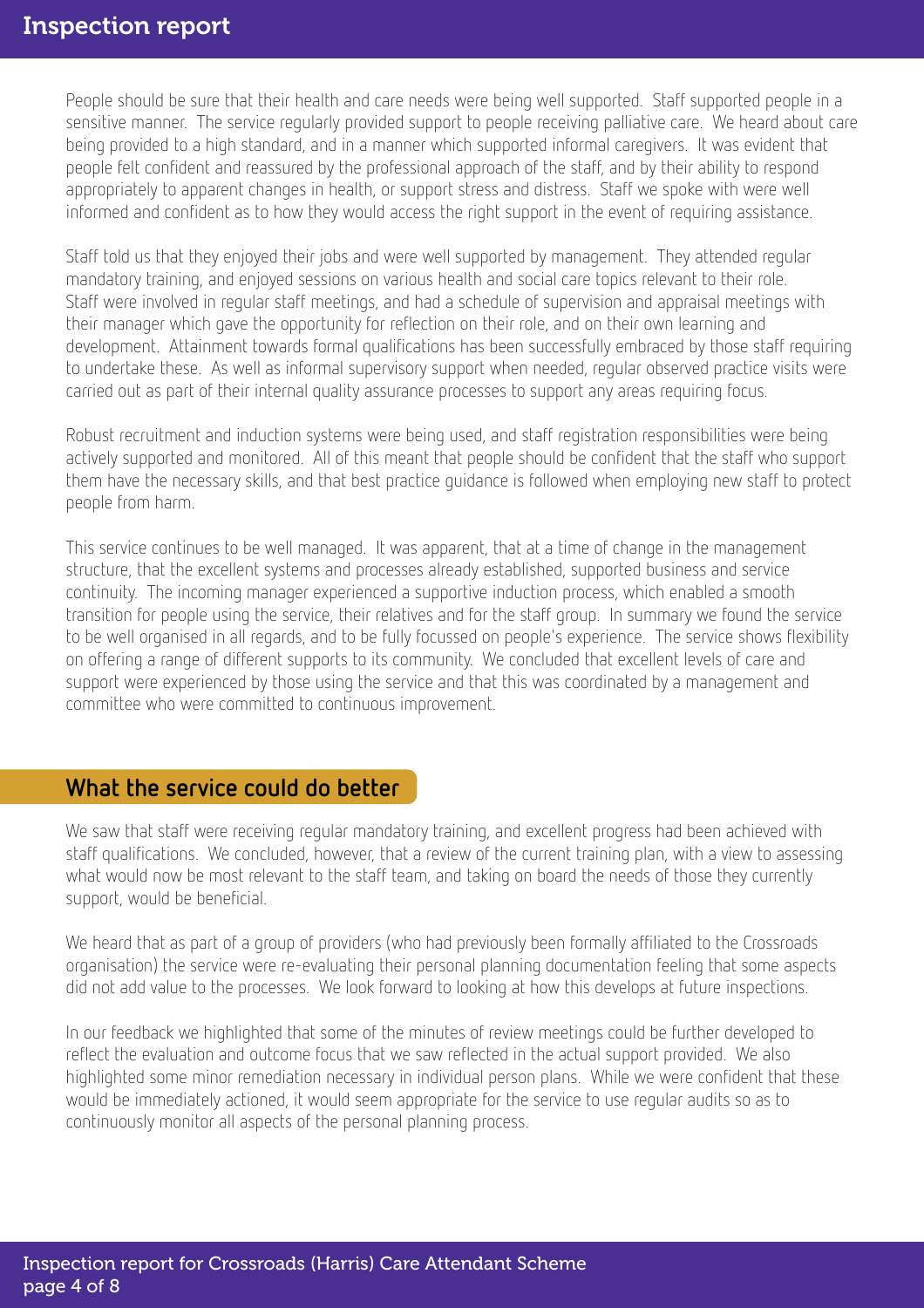People should be sure that their health and care needs were being well supported. Staff supported people in a sensitive manner. The service regularly provided support to people receiving palliative care. We heard about care being provided to a high standard, and in a manner which supported informal caregivers. It was evident that people felt confident and reassured by the professional approach of the staff, and by their ability to respond appropriately to apparent changes in health, or support stress and distress. Staff we spoke with were well informed and confident as to how they would access the right support in the event of requiring assistance.

Staff told us that they enjoyed their jobs and were well supported by management. They attended regular mandatory training, and enjoyed sessions on various health and social care topics relevant to their role. Staff were involved in regular staff meetings, and had a schedule of supervision and appraisal meetings with their manager which gave the opportunity for reflection on their role, and on their own learning and development. Attainment towards formal qualifications has been successfully embraced by those staff requiring to undertake these. As well as informal supervisory support when needed, regular observed practice visits were carried out as part of their internal quality assurance processes to support any areas requiring focus.

Robust recruitment and induction systems were being used, and staff registration responsibilities were being actively supported and monitored. All of this meant that people should be confident that the staff who support them have the necessary skills, and that best practice guidance is followed when employing new staff to protect people from harm.

This service continues to be well managed. It was apparent, that at a time of change in the management structure, that the excellent systems and processes already established, supported business and service continuity. The incoming manager experienced a supportive induction process, which enabled a smooth transition for people using the service, their relatives and for the staff group. In summary we found the service to be well organised in all regards, and to be fully focussed on people's experience. The service shows flexibility on offering a range of different supports to its community. We concluded that excellent levels of care and support were experienced by those using the service and that this was coordinated by a management and committee who were committed to continuous improvement.

## What the service could do better

We saw that staff were receiving regular mandatory training, and excellent progress had been achieved with staff qualifications. We concluded, however, that a review of the current training plan, with a view to assessing what would now be most relevant to the staff team, and taking on board the needs of those they currently support, would be beneficial.

We heard that as part of a group of providers (who had previously been formally affiliated to the Crossroads organisation) the service were re-evaluating their personal planning documentation feeling that some aspects did not add value to the processes. We look forward to looking at how this develops at future inspections.

In our feedback we highlighted that some of the minutes of review meetings could be further developed to reflect the evaluation and outcome focus that we saw reflected in the actual support provided. We also highlighted some minor remediation necessary in individual person plans. While we were confident that these would be immediately actioned, it would seem appropriate for the service to use regular audits so as to continuously monitor all aspects of the personal planning process.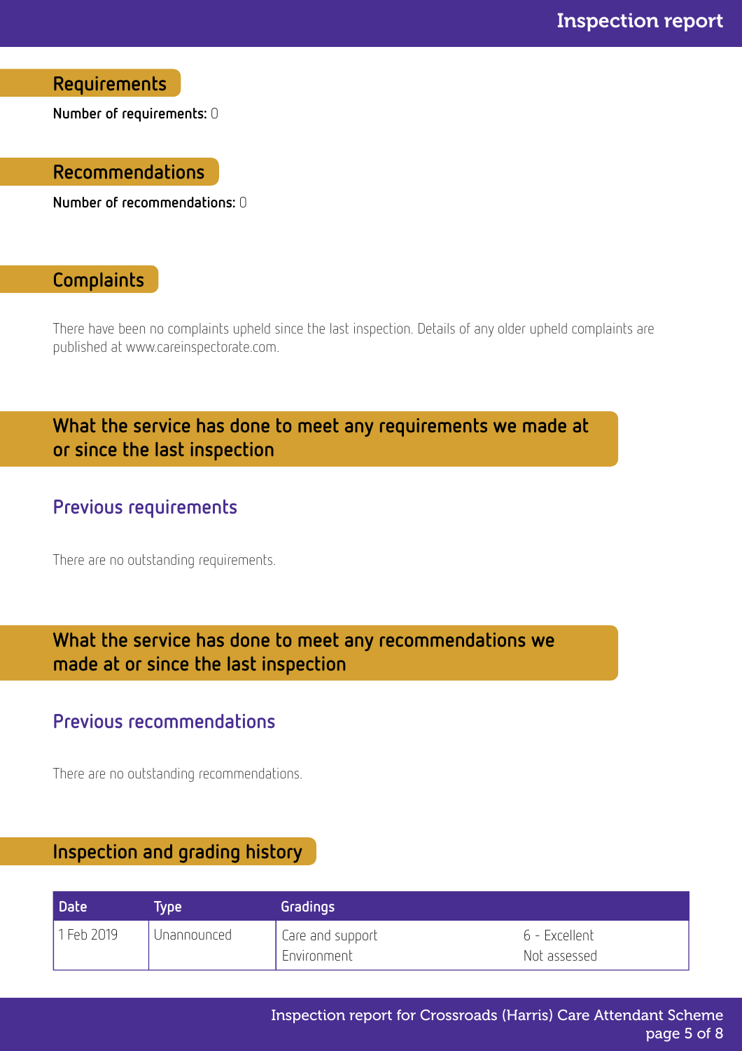## Requirements

**Number of requirements:** 0

## Recommendations

**Number of recommendations:** 0

## Complaints

There have been no complaints upheld since the last inspection. Details of any older upheld complaints are published at www.careinspectorate.com.

## What the service has done to meet any requirements we made at or since the last inspection

### Previous requirements

There are no outstanding requirements.

## What the service has done to meet any recommendations we made at or since the last inspection

### Previous recommendations

There are no outstanding recommendations.

## Inspection and grading history

| Date | Type | Gradings | |
|---|---|---|---|
| 1 Feb 2019 | Unannounced | Care and support<br>Environment | 6 - Excellent<br>Not assessed |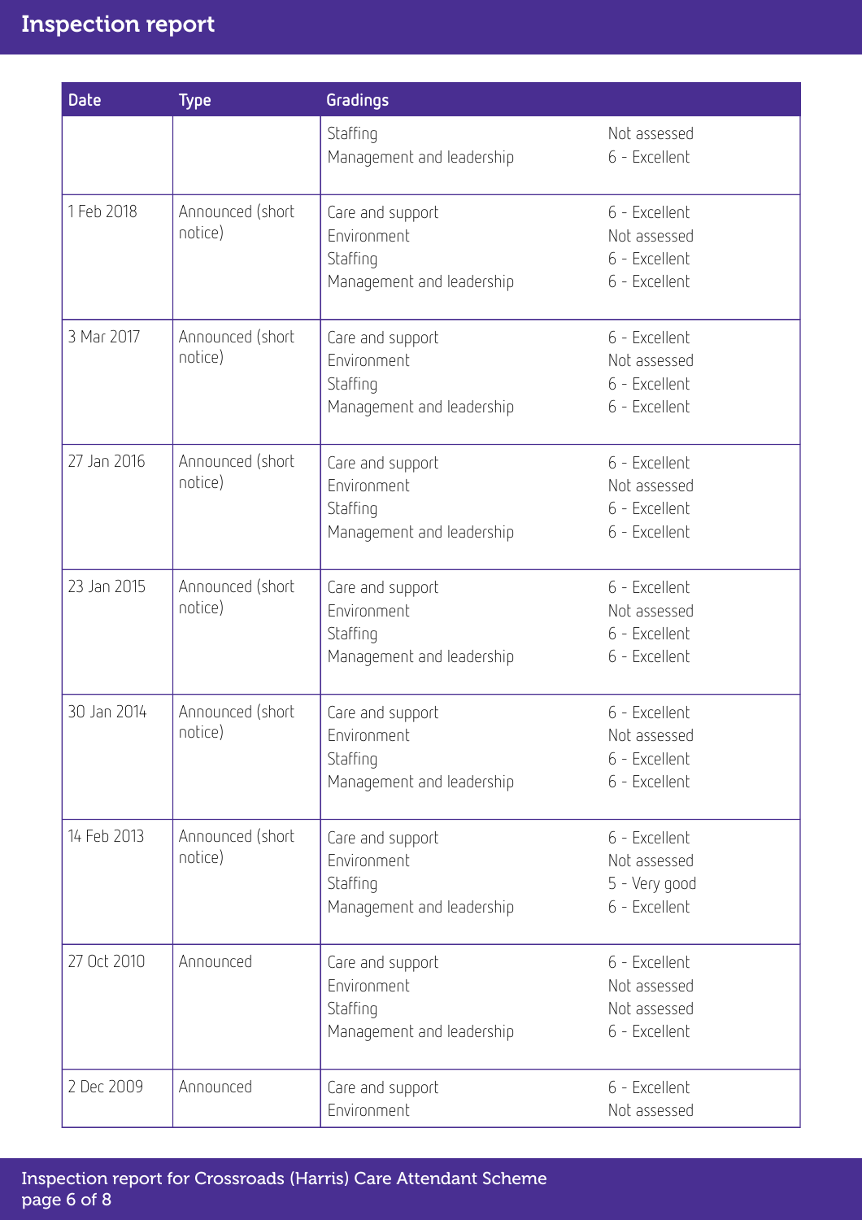| Date | Type | Gradings | |
|---|---|---|---|
| | | Staffing<br>Management and leadership | Not assessed<br>6 - Excellent |
| 1 Feb 2018 | Announced (short notice) | Care and support<br>Environment<br>Staffing<br>Management and leadership | 6 - Excellent<br>Not assessed<br>6 - Excellent<br>6 - Excellent |
| 3 Mar 2017 | Announced (short notice) | Care and support<br>Environment<br>Staffing<br>Management and leadership | 6 - Excellent<br>Not assessed<br>6 - Excellent<br>6 - Excellent |
| 27 Jan 2016 | Announced (short notice) | Care and support<br>Environment<br>Staffing<br>Management and leadership | 6 - Excellent<br>Not assessed<br>6 - Excellent<br>6 - Excellent |
| 23 Jan 2015 | Announced (short notice) | Care and support<br>Environment<br>Staffing<br>Management and leadership | 6 - Excellent<br>Not assessed<br>6 - Excellent<br>6 - Excellent |
| 30 Jan 2014 | Announced (short notice) | Care and support<br>Environment<br>Staffing<br>Management and leadership | 6 - Excellent<br>Not assessed<br>6 - Excellent<br>6 - Excellent |
| 14 Feb 2013 | Announced (short notice) | Care and support<br>Environment<br>Staffing<br>Management and leadership | 6 - Excellent<br>Not assessed<br>5 - Very good<br>6 - Excellent |
| 27 Oct 2010 | Announced | Care and support<br>Environment<br>Staffing<br>Management and leadership | 6 - Excellent<br>Not assessed<br>Not assessed<br>6 - Excellent |
| 2 Dec 2009 | Announced | Care and support<br>Environment | 6 - Excellent<br>Not assessed |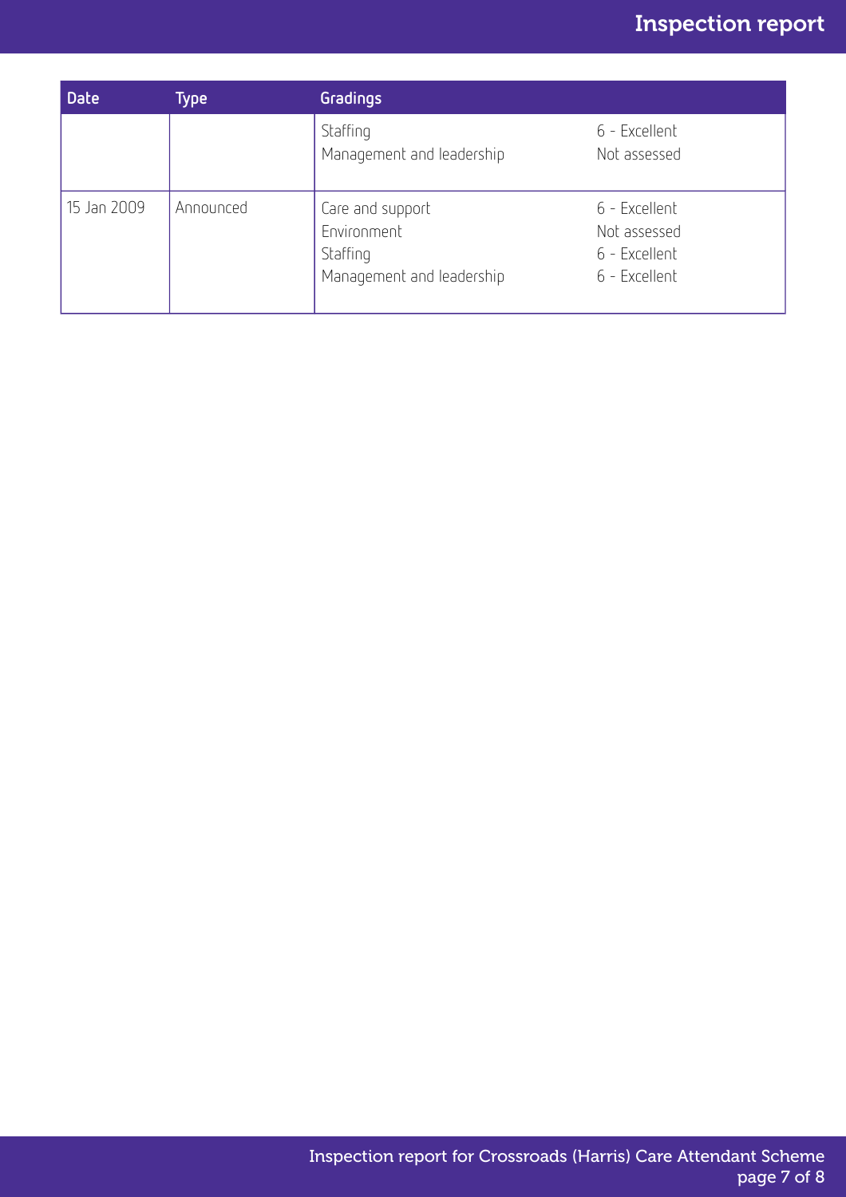| Date | Type | Gradings | |
|---|---|---|---|
| | | Staffing<br>Management and leadership | 6 - Excellent<br>Not assessed |
| 15 Jan 2009 | Announced | Care and support<br>Environment<br>Staffing<br>Management and leadership | 6 - Excellent<br>Not assessed<br>6 - Excellent<br>6 - Excellent |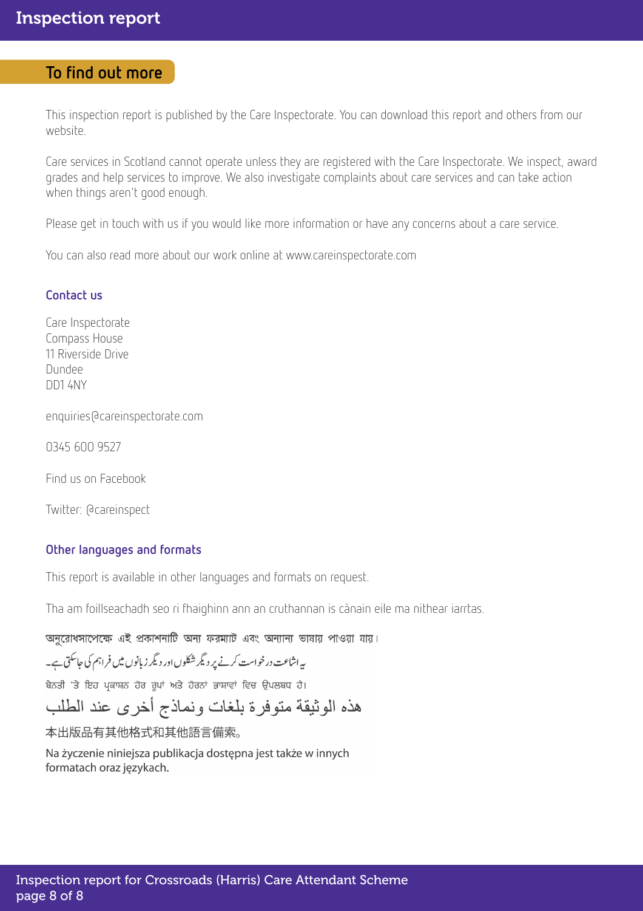## To find out more

This inspection report is published by the Care Inspectorate. You can download this report and others from our website.

Care services in Scotland cannot operate unless they are registered with the Care Inspectorate. We inspect, award grades and help services to improve. We also investigate complaints about care services and can take action when things aren't good enough.

Please get in touch with us if you would like more information or have any concerns about a care service.

You can also read more about our work online at www.careinspectorate.com

### Contact us

Care Inspectorate
Compass House
11 Riverside Drive
Dundee
DD1 4NY

enquiries@careinspectorate.com

0345 600 9527

Find us on Facebook

Twitter: @careinspect

### Other languages and formats

This report is available in other languages and formats on request.

Tha am foillseachadh seo ri fhaighinn ann an cruthannan is cànain eile ma nithear iarrtas.

অনুরোধসাপেক্ষে এই প্রকাশনাটি অন্য ফরম্যাট এবং অন্যান্য ভাষায় পাওয়া যায়।

یہ اشاعت درخواست کرنے پر دیگر شکلوں اور دیگر زبانوں میں فراہم کی جاسکتی ہے۔

ਬੇਨਤੀ 'ਤੇ ਇਹ ਪ੍ਰਕਾਸ਼ਨ ਹੋਰ ਰੂਪਾਂ ਅਤੇ ਹੋਰਨਾਂ ਭਾਸ਼ਾਵਾਂ ਵਿਚ ਉਪਲਬਧ ਹੈ।

هذه الوثيقة متوفرة بلغات ونماذج أخرى عند الطلب

本出版品有其他格式和其他語言備索。

Na życzenie niniejsza publikacja dostępna jest także w innych formatach oraz językach.